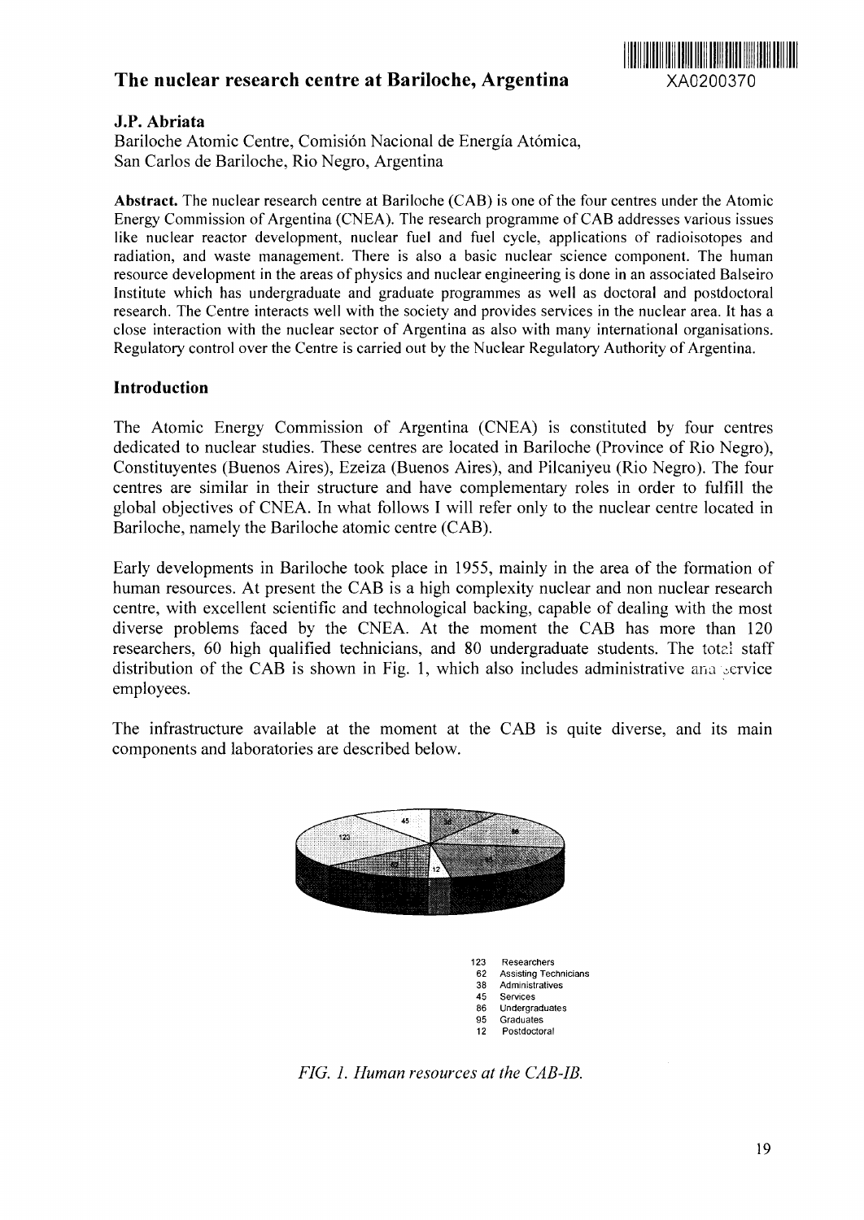# The nuclear research centre at Bariloche, Argentina

XA0200370

**J.P. Abriata**

Bariloche Atomic Centre, Comisión Nacional de Energía Atómica,
San Carlos de Bariloche, Rio Negro, Argentina

**Abstract.** The nuclear research centre at Bariloche (CAB) is one of the four centres under the Atomic Energy Commission of Argentina (CNEA). The research programme of CAB addresses various issues like nuclear reactor development, nuclear fuel and fuel cycle, applications of radioisotopes and radiation, and waste management. There is also a basic nuclear science component. The human resource development in the areas of physics and nuclear engineering is done in an associated Balseiro Institute which has undergraduate and graduate programmes as well as doctoral and postdoctoral research. The Centre interacts well with the society and provides services in the nuclear area. It has a close interaction with the nuclear sector of Argentina as also with many international organisations. Regulatory control over the Centre is carried out by the Nuclear Regulatory Authority of Argentina.

## Introduction

The Atomic Energy Commission of Argentina (CNEA) is constituted by four centres dedicated to nuclear studies. These centres are located in Bariloche (Province of Rio Negro), Constituyentes (Buenos Aires), Ezeiza (Buenos Aires), and Pilcaniyeu (Rio Negro). The four centres are similar in their structure and have complementary roles in order to fulfill the global objectives of CNEA. In what follows I will refer only to the nuclear centre located in Bariloche, namely the Bariloche atomic centre (CAB).

Early developments in Bariloche took place in 1955, mainly in the area of the formation of human resources. At present the CAB is a high complexity nuclear and non nuclear research centre, with excellent scientific and technological backing, capable of dealing with the most diverse problems faced by the CNEA. At the moment the CAB has more than 120 researchers, 60 high qualified technicians, and 80 undergraduate students. The total staff distribution of the CAB is shown in Fig. 1, which also includes administrative and service employees.

The infrastructure available at the moment at the CAB is quite diverse, and its main components and laboratories are described below.

- 123 Researchers
- 62 Assisting Technicians
- 38 Administratives
- 45 Services
- 86 Undergraduates
- 95 Graduates
- 12 Postdoctoral

*FIG. 1. Human resources at the CAB-IB.*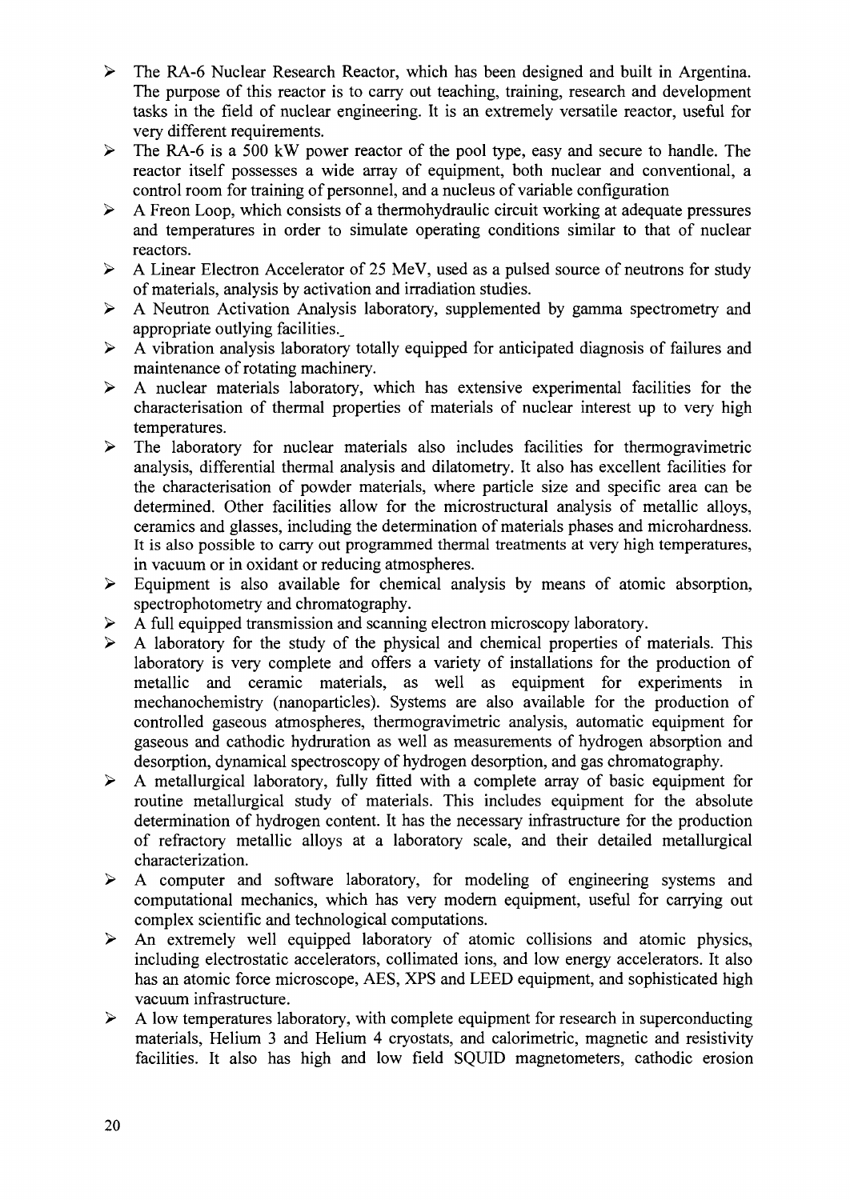- The RA-6 Nuclear Research Reactor, which has been designed and built in Argentina. The purpose of this reactor is to carry out teaching, training, research and development tasks in the field of nuclear engineering. It is an extremely versatile reactor, useful for very different requirements.
- The RA-6 is a 500 kW power reactor of the pool type, easy and secure to handle. The reactor itself possesses a wide array of equipment, both nuclear and conventional, a control room for training of personnel, and a nucleus of variable configuration
- A Freon Loop, which consists of a thermohydraulic circuit working at adequate pressures and temperatures in order to simulate operating conditions similar to that of nuclear reactors.
- A Linear Electron Accelerator of 25 MeV, used as a pulsed source of neutrons for study of materials, analysis by activation and irradiation studies.
- A Neutron Activation Analysis laboratory, supplemented by gamma spectrometry and appropriate outlying facilities.
- A vibration analysis laboratory totally equipped for anticipated diagnosis of failures and maintenance of rotating machinery.
- A nuclear materials laboratory, which has extensive experimental facilities for the characterisation of thermal properties of materials of nuclear interest up to very high temperatures.
- The laboratory for nuclear materials also includes facilities for thermogravimetric analysis, differential thermal analysis and dilatometry. It also has excellent facilities for the characterisation of powder materials, where particle size and specific area can be determined. Other facilities allow for the microstructural analysis of metallic alloys, ceramics and glasses, including the determination of materials phases and microhardness. It is also possible to carry out programmed thermal treatments at very high temperatures, in vacuum or in oxidant or reducing atmospheres.
- Equipment is also available for chemical analysis by means of atomic absorption, spectrophotometry and chromatography.
- A full equipped transmission and scanning electron microscopy laboratory.
- A laboratory for the study of the physical and chemical properties of materials. This laboratory is very complete and offers a variety of installations for the production of metallic and ceramic materials, as well as equipment for experiments in mechanochemistry (nanoparticles). Systems are also available for the production of controlled gaseous atmospheres, thermogravimetric analysis, automatic equipment for gaseous and cathodic hydruration as well as measurements of hydrogen absorption and desorption, dynamical spectroscopy of hydrogen desorption, and gas chromatography.
- A metallurgical laboratory, fully fitted with a complete array of basic equipment for routine metallurgical study of materials. This includes equipment for the absolute determination of hydrogen content. It has the necessary infrastructure for the production of refractory metallic alloys at a laboratory scale, and their detailed metallurgical characterization.
- A computer and software laboratory, for modeling of engineering systems and computational mechanics, which has very modern equipment, useful for carrying out complex scientific and technological computations.
- An extremely well equipped laboratory of atomic collisions and atomic physics, including electrostatic accelerators, collimated ions, and low energy accelerators. It also has an atomic force microscope, AES, XPS and LEED equipment, and sophisticated high vacuum infrastructure.
- A low temperatures laboratory, with complete equipment for research in superconducting materials, Helium 3 and Helium 4 cryostats, and calorimetric, magnetic and resistivity facilities. It also has high and low field SQUID magnetometers, cathodic erosion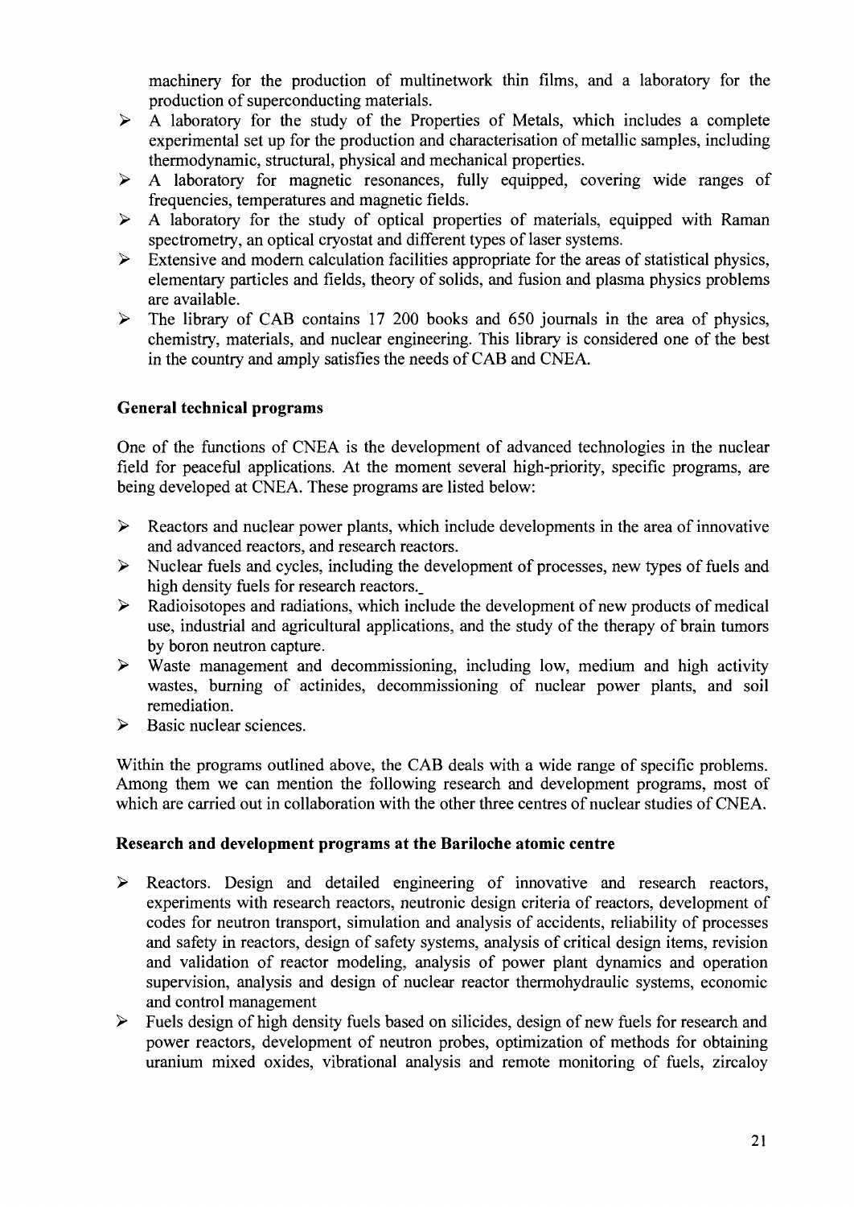machinery for the production of multinetwork thin films, and a laboratory for the production of superconducting materials.

- A laboratory for the study of the Properties of Metals, which includes a complete experimental set up for the production and characterisation of metallic samples, including thermodynamic, structural, physical and mechanical properties.
- A laboratory for magnetic resonances, fully equipped, covering wide ranges of frequencies, temperatures and magnetic fields.
- A laboratory for the study of optical properties of materials, equipped with Raman spectrometry, an optical cryostat and different types of laser systems.
- Extensive and modern calculation facilities appropriate for the areas of statistical physics, elementary particles and fields, theory of solids, and fusion and plasma physics problems are available.
- The library of CAB contains 17 200 books and 650 journals in the area of physics, chemistry, materials, and nuclear engineering. This library is considered one of the best in the country and amply satisfies the needs of CAB and CNEA.

**General technical programs**

One of the functions of CNEA is the development of advanced technologies in the nuclear field for peaceful applications. At the moment several high-priority, specific programs, are being developed at CNEA. These programs are listed below:

- Reactors and nuclear power plants, which include developments in the area of innovative and advanced reactors, and research reactors.
- Nuclear fuels and cycles, including the development of processes, new types of fuels and high density fuels for research reactors._
- Radioisotopes and radiations, which include the development of new products of medical use, industrial and agricultural applications, and the study of the therapy of brain tumors by boron neutron capture.
- Waste management and decommissioning, including low, medium and high activity wastes, burning of actinides, decommissioning of nuclear power plants, and soil remediation.
- Basic nuclear sciences.

Within the programs outlined above, the CAB deals with a wide range of specific problems. Among them we can mention the following research and development programs, most of which are carried out in collaboration with the other three centres of nuclear studies of CNEA.

**Research and development programs at the Bariloche atomic centre**

- Reactors. Design and detailed engineering of innovative and research reactors, experiments with research reactors, neutronic design criteria of reactors, development of codes for neutron transport, simulation and analysis of accidents, reliability of processes and safety in reactors, design of safety systems, analysis of critical design items, revision and validation of reactor modeling, analysis of power plant dynamics and operation supervision, analysis and design of nuclear reactor thermohydraulic systems, economic and control management
- Fuels design of high density fuels based on silicides, design of new fuels for research and power reactors, development of neutron probes, optimization of methods for obtaining uranium mixed oxides, vibrational analysis and remote monitoring of fuels, zircaloy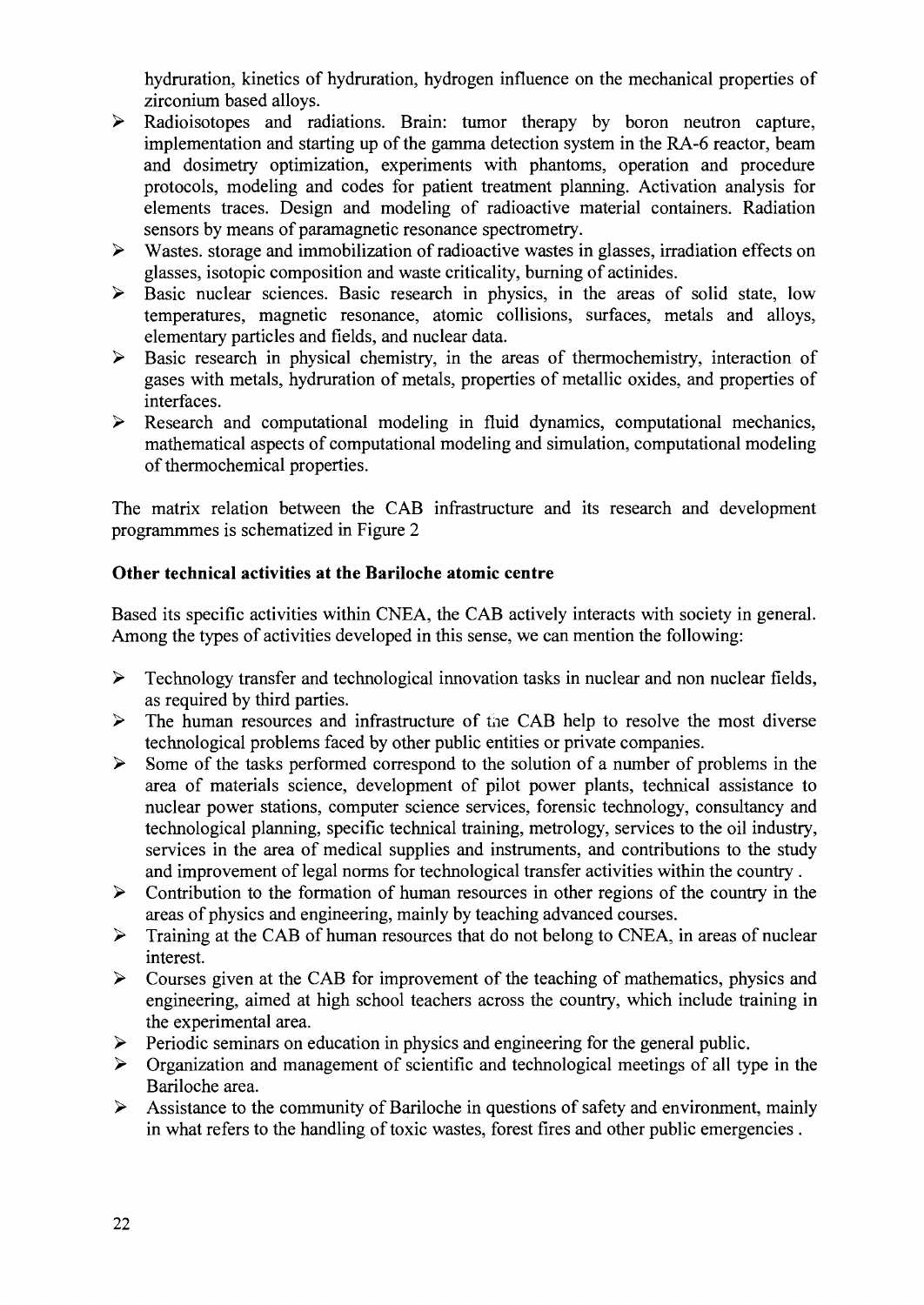hydruration, kinetics of hydruration, hydrogen influence on the mechanical properties of zirconium based alloys.

- Radioisotopes and radiations. Brain: tumor therapy by boron neutron capture, implementation and starting up of the gamma detection system in the RA-6 reactor, beam and dosimetry optimization, experiments with phantoms, operation and procedure protocols, modeling and codes for patient treatment planning. Activation analysis for elements traces. Design and modeling of radioactive material containers. Radiation sensors by means of paramagnetic resonance spectrometry.
- Wastes. storage and immobilization of radioactive wastes in glasses, irradiation effects on glasses, isotopic composition and waste criticality, burning of actinides.
- Basic nuclear sciences. Basic research in physics, in the areas of solid state, low temperatures, magnetic resonance, atomic collisions, surfaces, metals and alloys, elementary particles and fields, and nuclear data.
- Basic research in physical chemistry, in the areas of thermochemistry, interaction of gases with metals, hydruration of metals, properties of metallic oxides, and properties of interfaces.
- Research and computational modeling in fluid dynamics, computational mechanics, mathematical aspects of computational modeling and simulation, computational modeling of thermochemical properties.

The matrix relation between the CAB infrastructure and its research and development programmmes is schematized in Figure 2

**Other technical activities at the Bariloche atomic centre**

Based its specific activities within CNEA, the CAB actively interacts with society in general. Among the types of activities developed in this sense, we can mention the following:

- Technology transfer and technological innovation tasks in nuclear and non nuclear fields, as required by third parties.
- The human resources and infrastructure of the CAB help to resolve the most diverse technological problems faced by other public entities or private companies.
- Some of the tasks performed correspond to the solution of a number of problems in the area of materials science, development of pilot power plants, technical assistance to nuclear power stations, computer science services, forensic technology, consultancy and technological planning, specific technical training, metrology, services to the oil industry, services in the area of medical supplies and instruments, and contributions to the study and improvement of legal norms for technological transfer activities within the country .
- Contribution to the formation of human resources in other regions of the country in the areas of physics and engineering, mainly by teaching advanced courses.
- Training at the CAB of human resources that do not belong to CNEA, in areas of nuclear interest.
- Courses given at the CAB for improvement of the teaching of mathematics, physics and engineering, aimed at high school teachers across the country, which include training in the experimental area.
- Periodic seminars on education in physics and engineering for the general public.
- Organization and management of scientific and technological meetings of all type in the Bariloche area.
- Assistance to the community of Bariloche in questions of safety and environment, mainly in what refers to the handling of toxic wastes, forest fires and other public emergencies .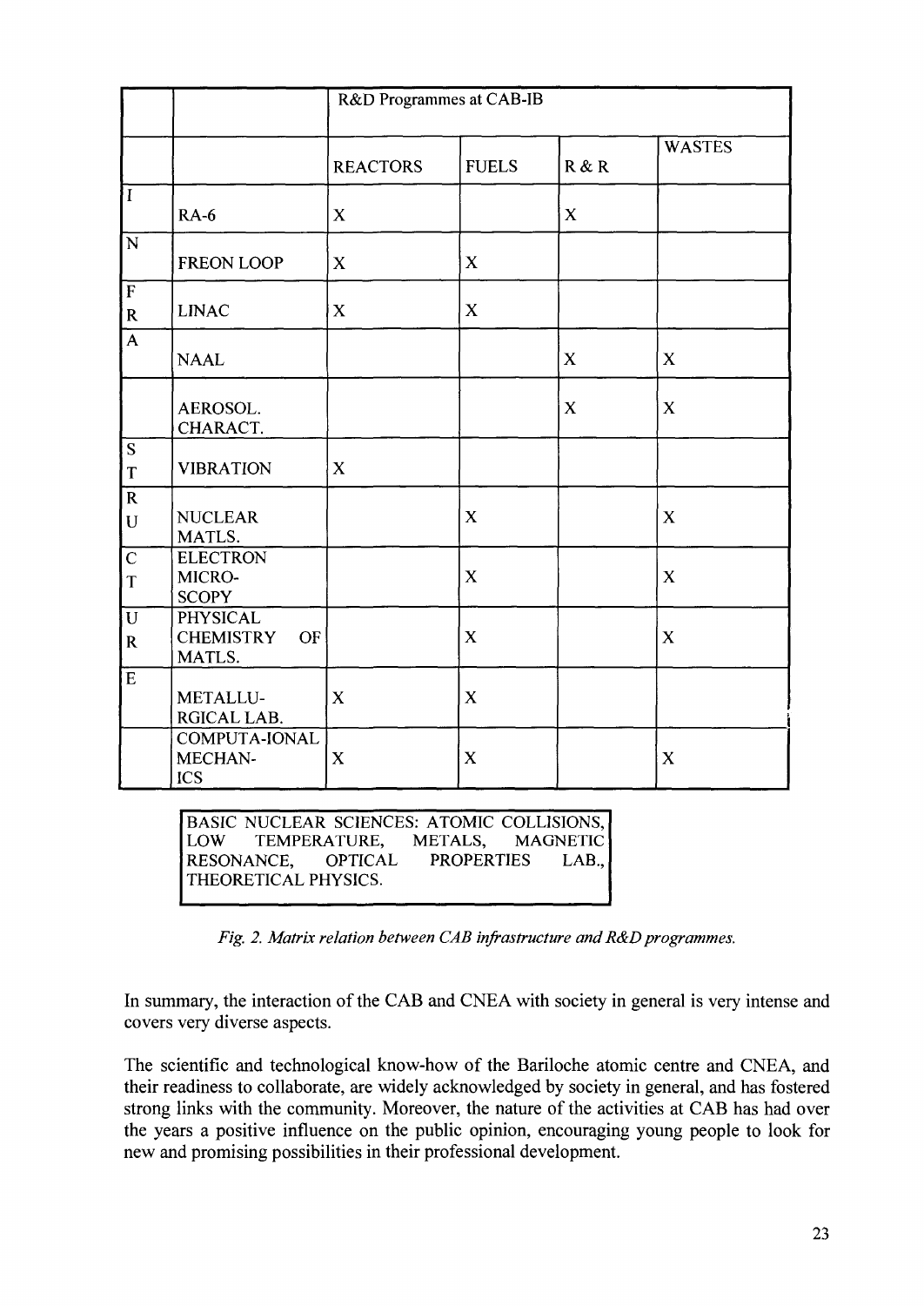| | | R&D Programmes at CAB-IB | | | |
|---|---|---|---|---|---|
| | | REACTORS | FUELS | R & R | WASTES |
| I | RA-6 | X | | X | |
| N | FREON LOOP | X | X | | |
| F R | LINAC | X | X | | |
| A | NAAL | | | X | X |
| | AEROSOL. CHARACT. | | | X | X |
| S T | VIBRATION | X | | | |
| R U | NUCLEAR MATLS. | | X | | X |
| C T | ELECTRON MICRO-SCOPY | | X | | X |
| U R | PHYSICAL CHEMISTRY OF MATLS. | | X | | X |
| E | METALLU-RGICAL LAB. | X | X | | |
| | COMPUTA-IONAL MECHAN-ICS | X | X | | X |

BASIC NUCLEAR SCIENCES: ATOMIC COLLISIONS, LOW TEMPERATURE, METALS, MAGNETIC RESONANCE, OPTICAL PROPERTIES LAB., THEORETICAL PHYSICS.

*Fig. 2. Matrix relation between CAB infrastructure and R&D programmes.*

In summary, the interaction of the CAB and CNEA with society in general is very intense and covers very diverse aspects.

The scientific and technological know-how of the Bariloche atomic centre and CNEA, and their readiness to collaborate, are widely acknowledged by society in general, and has fostered strong links with the community. Moreover, the nature of the activities at CAB has had over the years a positive influence on the public opinion, encouraging young people to look for new and promising possibilities in their professional development.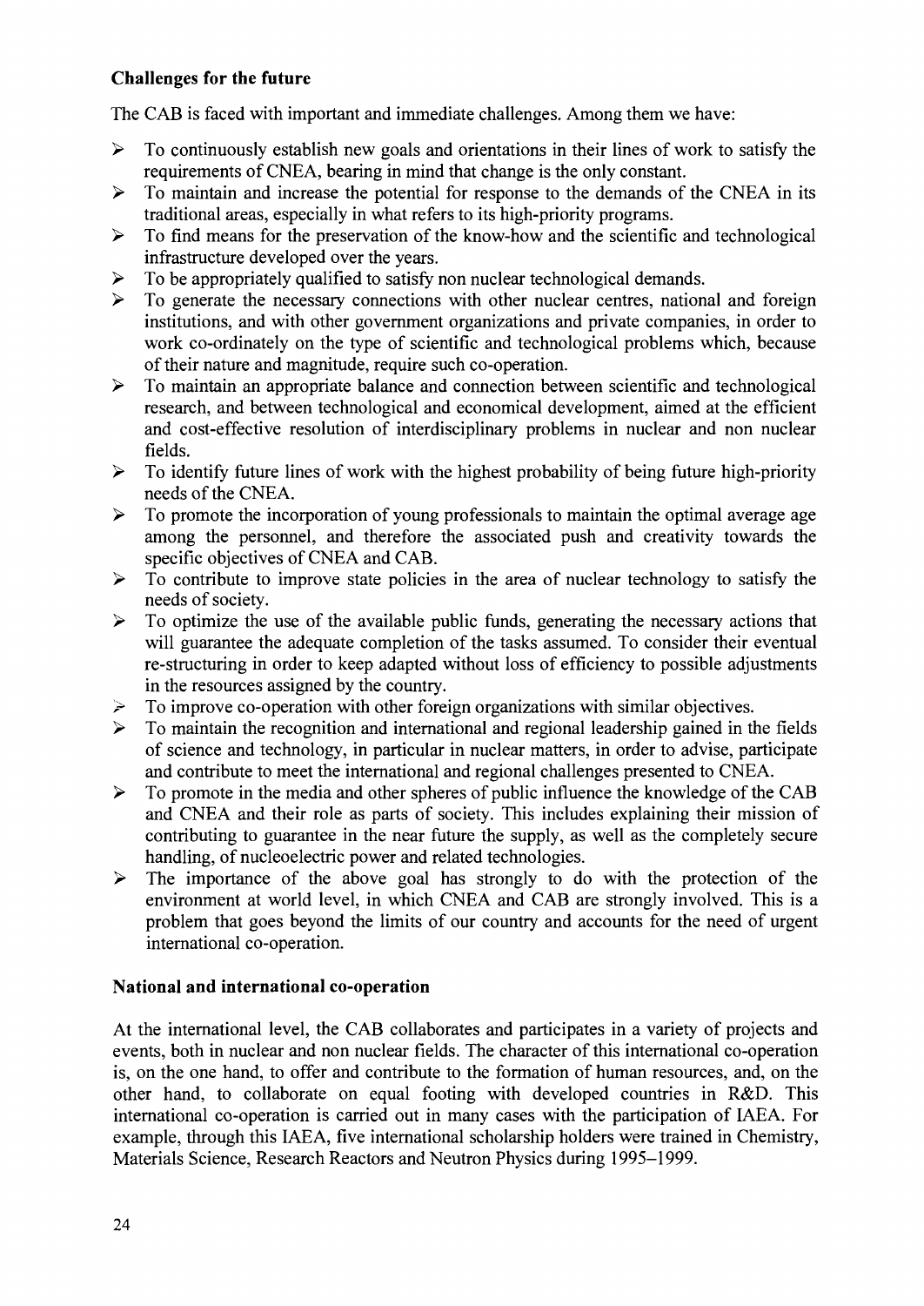### Challenges for the future

The CAB is faced with important and immediate challenges. Among them we have:

- To continuously establish new goals and orientations in their lines of work to satisfy the requirements of CNEA, bearing in mind that change is the only constant.
- To maintain and increase the potential for response to the demands of the CNEA in its traditional areas, especially in what refers to its high-priority programs.
- To find means for the preservation of the know-how and the scientific and technological infrastructure developed over the years.
- To be appropriately qualified to satisfy non nuclear technological demands.
- To generate the necessary connections with other nuclear centres, national and foreign institutions, and with other government organizations and private companies, in order to work co-ordinately on the type of scientific and technological problems which, because of their nature and magnitude, require such co-operation.
- To maintain an appropriate balance and connection between scientific and technological research, and between technological and economical development, aimed at the efficient and cost-effective resolution of interdisciplinary problems in nuclear and non nuclear fields.
- To identify future lines of work with the highest probability of being future high-priority needs of the CNEA.
- To promote the incorporation of young professionals to maintain the optimal average age among the personnel, and therefore the associated push and creativity towards the specific objectives of CNEA and CAB.
- To contribute to improve state policies in the area of nuclear technology to satisfy the needs of society.
- To optimize the use of the available public funds, generating the necessary actions that will guarantee the adequate completion of the tasks assumed. To consider their eventual re-structuring in order to keep adapted without loss of efficiency to possible adjustments in the resources assigned by the country.
- To improve co-operation with other foreign organizations with similar objectives.
- To maintain the recognition and international and regional leadership gained in the fields of science and technology, in particular in nuclear matters, in order to advise, participate and contribute to meet the international and regional challenges presented to CNEA.
- To promote in the media and other spheres of public influence the knowledge of the CAB and CNEA and their role as parts of society. This includes explaining their mission of contributing to guarantee in the near future the supply, as well as the completely secure handling, of nucleoelectric power and related technologies.
- The importance of the above goal has strongly to do with the protection of the environment at world level, in which CNEA and CAB are strongly involved. This is a problem that goes beyond the limits of our country and accounts for the need of urgent international co-operation.

### National and international co-operation

At the international level, the CAB collaborates and participates in a variety of projects and events, both in nuclear and non nuclear fields. The character of this international co-operation is, on the one hand, to offer and contribute to the formation of human resources, and, on the other hand, to collaborate on equal footing with developed countries in R&D. This international co-operation is carried out in many cases with the participation of IAEA. For example, through this IAEA, five international scholarship holders were trained in Chemistry, Materials Science, Research Reactors and Neutron Physics during 1995–1999.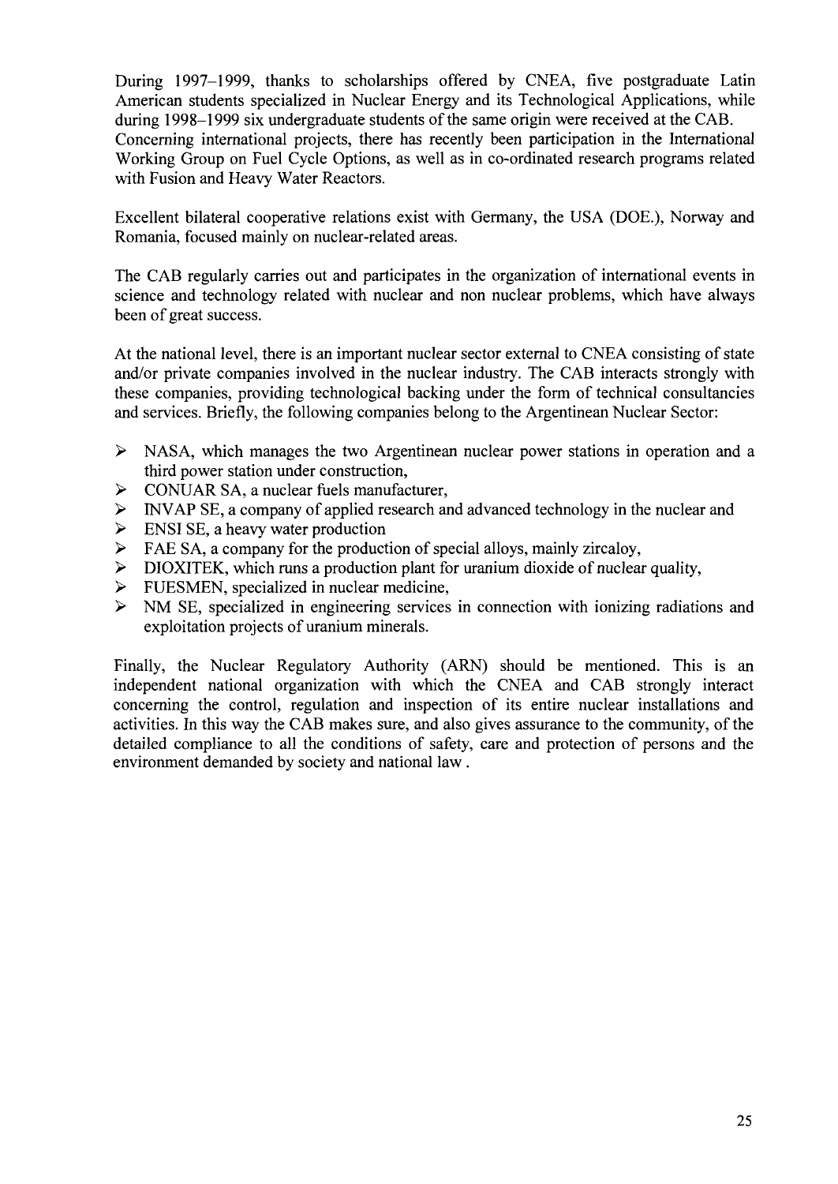During 1997–1999, thanks to scholarships offered by CNEA, five postgraduate Latin American students specialized in Nuclear Energy and its Technological Applications, while during 1998–1999 six undergraduate students of the same origin were received at the CAB. Concerning international projects, there has recently been participation in the International Working Group on Fuel Cycle Options, as well as in co-ordinated research programs related with Fusion and Heavy Water Reactors.

Excellent bilateral cooperative relations exist with Germany, the USA (DOE.), Norway and Romania, focused mainly on nuclear-related areas.

The CAB regularly carries out and participates in the organization of international events in science and technology related with nuclear and non nuclear problems, which have always been of great success.

At the national level, there is an important nuclear sector external to CNEA consisting of state and/or private companies involved in the nuclear industry. The CAB interacts strongly with these companies, providing technological backing under the form of technical consultancies and services. Briefly, the following companies belong to the Argentinean Nuclear Sector:

- NASA, which manages the two Argentinean nuclear power stations in operation and a third power station under construction,
- CONUAR SA, a nuclear fuels manufacturer,
- INVAP SE, a company of applied research and advanced technology in the nuclear and
- ENSI SE, a heavy water production
- FAE SA, a company for the production of special alloys, mainly zircaloy,
- DIOXITEK, which runs a production plant for uranium dioxide of nuclear quality,
- FUESMEN, specialized in nuclear medicine,
- NM SE, specialized in engineering services in connection with ionizing radiations and exploitation projects of uranium minerals.

Finally, the Nuclear Regulatory Authority (ARN) should be mentioned. This is an independent national organization with which the CNEA and CAB strongly interact concerning the control, regulation and inspection of its entire nuclear installations and activities. In this way the CAB makes sure, and also gives assurance to the community, of the detailed compliance to all the conditions of safety, care and protection of persons and the environment demanded by society and national law .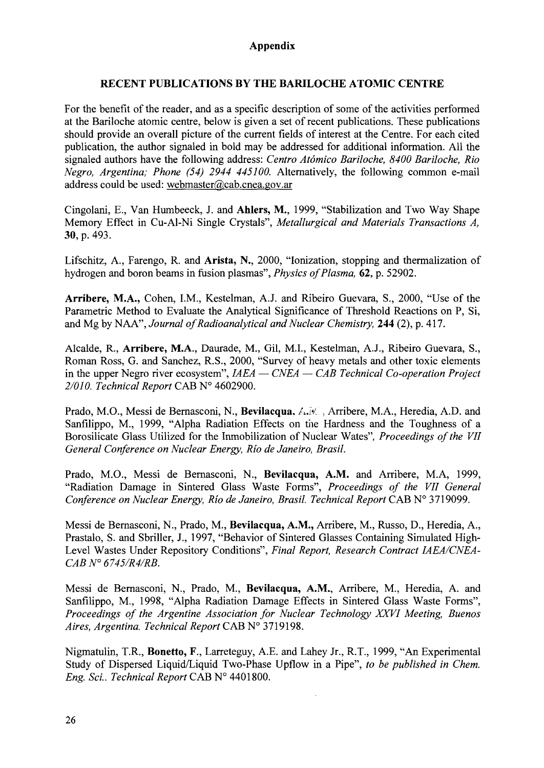# Appendix

## RECENT PUBLICATIONS BY THE BARILOCHE ATOMIC CENTRE

For the benefit of the reader, and as a specific description of some of the activities performed at the Bariloche atomic centre, below is given a set of recent publications. These publications should provide an overall picture of the current fields of interest at the Centre. For each cited publication, the author signaled in bold may be addressed for additional information. All the signaled authors have the following address: *Centro Atómico Bariloche, 8400 Bariloche, Rio Negro, Argentina; Phone (54) 2944 445100.* Alternatively, the following common e-mail address could be used: webmaster@cab.cnea.gov.ar

Cingolani, E., Van Humbeeck, J. and **Ahlers, M.**, 1999, "Stabilization and Two Way Shape Memory Effect in Cu-Al-Ni Single Crystals", *Metallurgical and Materials Transactions A,* **30**, p. 493.

Lifschitz, A., Farengo, R. and **Arista, N.**, 2000, "Ionization, stopping and thermalization of hydrogen and boron beams in fusion plasmas", *Physics of Plasma,* **62**, p. 52902.

**Arribere, M.A.,** Cohen, I.M., Kestelman, A.J. and Ribeiro Guevara, S., 2000, "Use of the Parametric Method to Evaluate the Analytical Significance of Threshold Reactions on P, Si, and Mg by NAA", *Journal of Radioanalytical and Nuclear Chemistry,* **244** (2), p. 417.

Alcalde, R., **Arribere, M.A.**, Daurade, M., Gil, M.I., Kestelman, A.J., Ribeiro Guevara, S., Roman Ross, G. and Sanchez, R.S., 2000, "Survey of heavy metals and other toxic elements in the upper Negro river ecosystem", *IAEA — CNEA — CAB Technical Co-operation Project 2/010. Technical Report* CAB N° 4602900.

Prado, M.O., Messi de Bernasconi, N., **Bevilacqua, A.M.**, Arribere, M.A., Heredia, A.D. and Sanfilippo, M., 1999, "Alpha Radiation Effects on the Hardness and the Toughness of a Borosilicate Glass Utilized for the Inmobilization of Nuclear Wates", *Proceedings of the VII General Conference on Nuclear Energy, Río de Janeiro, Brasil.*

Prado, M.O., Messi de Bernasconi, N., **Bevilacqua, A.M.** and Arribere, M.A, 1999, "Radiation Damage in Sintered Glass Waste Forms", *Proceedings of the VII General Conference on Nuclear Energy, Río de Janeiro, Brasil. Technical Report* CAB N° 3719099.

Messi de Bernasconi, N., Prado, M., **Bevilacqua, A.M.,** Arribere, M., Russo, D., Heredia, A., Prastalo, S. and Sbriller, J., 1997, "Behavior of Sintered Glasses Containing Simulated High-Level Wastes Under Repository Conditions", *Final Report, Research Contract IAEA/CNEA-CAB N° 6745/R4/RB.*

Messi de Bernasconi, N., Prado, M., **Bevilacqua, A.M.,** Arribere, M., Heredia, A. and Sanfilippo, M., 1998, "Alpha Radiation Damage Effects in Sintered Glass Waste Forms", *Proceedings of the Argentine Association for Nuclear Technology XXVI Meeting, Buenos Aires, Argentina. Technical Report* CAB N° 3719198.

Nigmatulin, T.R., **Bonetto, F.**, Larreteguy, A.E. and Lahey Jr., R.T., 1999, "An Experimental Study of Dispersed Liquid/Liquid Two-Phase Upflow in a Pipe", *to be published in Chem. Eng. Sci.. Technical Report* CAB N° 4401800.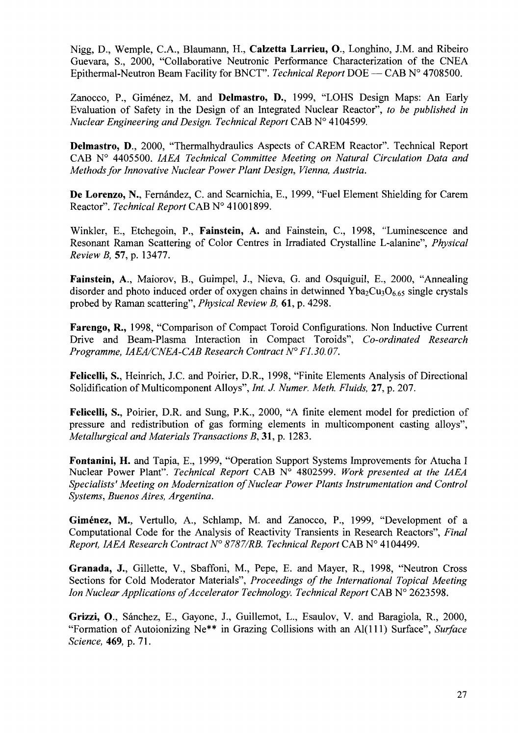Nigg, D., Wemple, C.A., Blaumann, H., **Calzetta Larrieu, O.**, Longhino, J.M. and Ribeiro Guevara, S., 2000, "Collaborative Neutronic Performance Characterization of the CNEA Epithermal-Neutron Beam Facility for BNCT". *Technical Report* DOE — CAB N° 4708500.

Zanocco, P., Giménez, M. and **Delmastro, D.**, 1999, "LOHS Design Maps: An Early Evaluation of Safety in the Design of an Integrated Nuclear Reactor", *to be published in Nuclear Engineering and Design. Technical Report* CAB N° 4104599.

**Delmastro, D.**, 2000, "Thermalhydraulics Aspects of CAREM Reactor". Technical Report CAB N° 4405500. *IAEA Technical Committee Meeting on Natural Circulation Data and Methods for Innovative Nuclear Power Plant Design, Vienna, Austria.*

**De Lorenzo, N.**, Fernández, C. and Scarnichia, E., 1999, "Fuel Element Shielding for Carem Reactor". *Technical Report* CAB N° 41001899.

Winkler, E., Etchegoin, P., **Fainstein, A.** and Fainstein, C., 1998, "Luminescence and Resonant Raman Scattering of Color Centres in Irradiated Crystalline L-alanine", *Physical Review B,* **57**, p. 13477.

**Fainstein, A.**, Maiorov, B., Guimpel, J., Nieva, G. and Osquiguil, E., 2000, "Annealing disorder and photo induced order of oxygen chains in detwinned $Yba_2Cu_3O_{6.65}$ single crystals probed by Raman scattering", *Physical Review B,* **61**, p. 4298.

**Farengo, R.**, 1998, "Comparison of Compact Toroid Configurations. Non Inductive Current Drive and Beam-Plasma Interaction in Compact Toroids", *Co-ordinated Research Programme, IAEA/CNEA-CAB Research Contract N° F1.30.07.*

**Felicelli, S.**, Heinrich, J.C. and Poirier, D.R., 1998, "Finite Elements Analysis of Directional Solidification of Multicomponent Alloys", *Int. J. Numer. Meth. Fluids,* **27**, p. 207.

**Felicelli, S.**, Poirier, D.R. and Sung, P.K., 2000, "A finite element model for prediction of pressure and redistribution of gas forming elements in multicomponent casting alloys", *Metallurgical and Materials Transactions B,* **31**, p. 1283.

**Fontanini, H.** and Tapia, E., 1999, "Operation Support Systems Improvements for Atucha I Nuclear Power Plant". *Technical Report* CAB N° 4802599. *Work presented at the IAEA Specialists' Meeting on Modernization of Nuclear Power Plants Instrumentation and Control Systems, Buenos Aires, Argentina.*

**Giménez, M.**, Vertullo, A., Schlamp, M. and Zanocco, P., 1999, "Development of a Computational Code for the Analysis of Reactivity Transients in Research Reactors", *Final Report, IAEA Research Contract N° 8787/RB. Technical Report* CAB N° 4104499.

**Granada, J.**, Gillette, V., Sbaffoni, M., Pepe, E. and Mayer, R., 1998, "Neutron Cross Sections for Cold Moderator Materials", *Proceedings of the International Topical Meeting Ion Nuclear Applications of Accelerator Technology. Technical Report* CAB N° 2623598.

**Grizzi, O.**, Sánchez, E., Gayone, J., Guillemot, L., Esaulov, V. and Baragiola, R., 2000, "Formation of Autoionizing Ne** in Grazing Collisions with an Al(111) Surface", *Surface Science,* **469**, p. 71.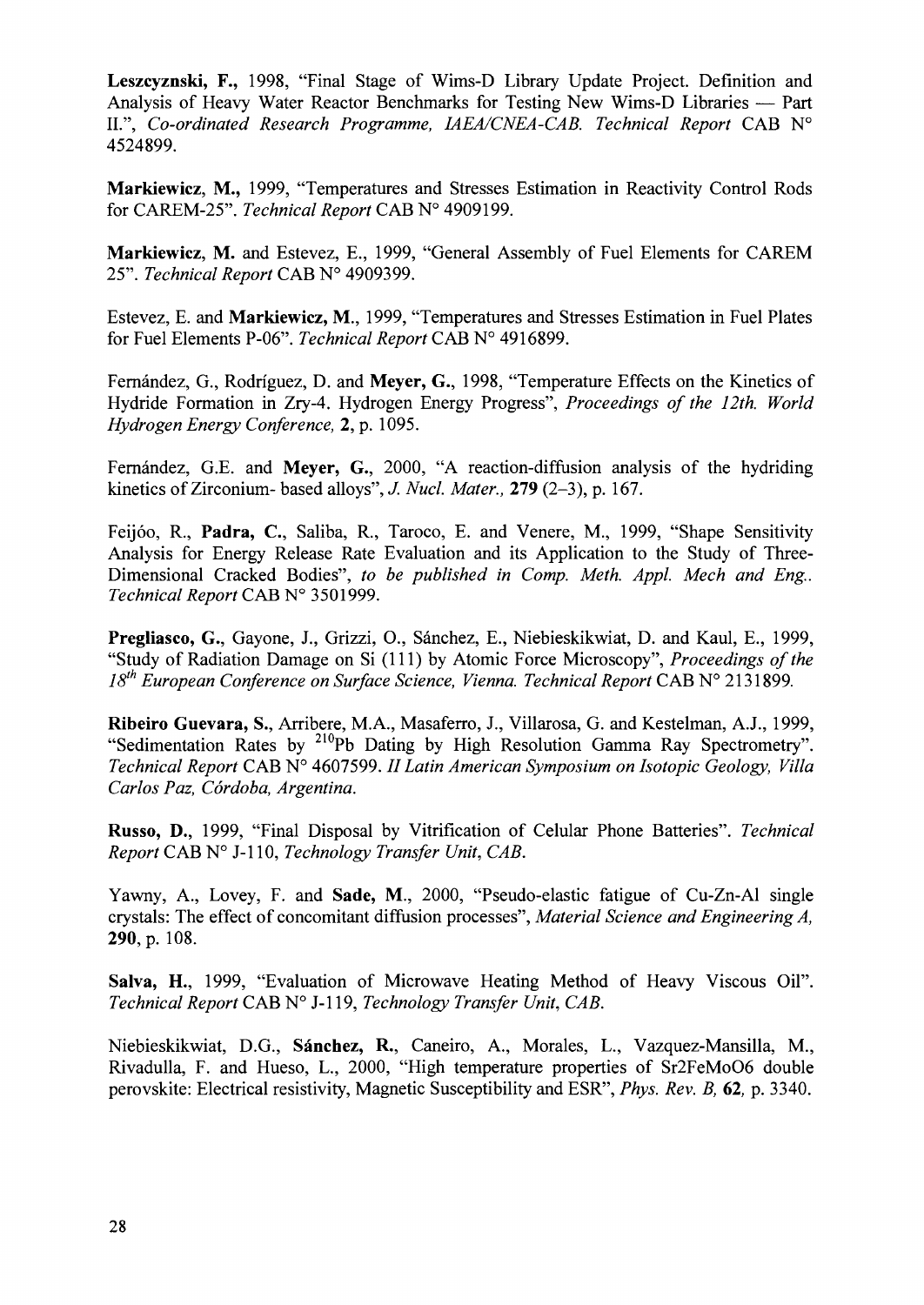**Leszcyznski, F.**, 1998, "Final Stage of Wims-D Library Update Project. Definition and Analysis of Heavy Water Reactor Benchmarks for Testing New Wims-D Libraries — Part II.", *Co-ordinated Research Programme, IAEA/CNEA-CAB. Technical Report* CAB N° 4524899.

**Markiewicz, M.**, 1999, "Temperatures and Stresses Estimation in Reactivity Control Rods for CAREM-25". *Technical Report* CAB N° 4909199.

**Markiewicz, M.** and Estevez, E., 1999, "General Assembly of Fuel Elements for CAREM 25". *Technical Report* CAB N° 4909399.

Estevez, E. and **Markiewicz, M.**, 1999, "Temperatures and Stresses Estimation in Fuel Plates for Fuel Elements P-06". *Technical Report* CAB N° 4916899.

Fernández, G., Rodríguez, D. and **Meyer, G.**, 1998, "Temperature Effects on the Kinetics of Hydride Formation in Zry-4. Hydrogen Energy Progress", *Proceedings of the 12th. World Hydrogen Energy Conference*, **2**, p. 1095.

Fernández, G.E. and **Meyer, G.**, 2000, "A reaction-diffusion analysis of the hydriding kinetics of Zirconium- based alloys", *J. Nucl. Mater.*, **279** (2–3), p. 167.

Feijóo, R., **Padra, C.**, Saliba, R., Taroco, E. and Venere, M., 1999, "Shape Sensitivity Analysis for Energy Release Rate Evaluation and its Application to the Study of Three-Dimensional Cracked Bodies", *to be published in Comp. Meth. Appl. Mech and Eng.. Technical Report* CAB N° 3501999.

**Pregliasco, G.**, Gayone, J., Grizzi, O., Sánchez, E., Niebieskikwiat, D. and Kaul, E., 1999, "Study of Radiation Damage on Si (111) by Atomic Force Microscopy", *Proceedings of the 18th European Conference on Surface Science, Vienna. Technical Report* CAB N° 2131899.

**Ribeiro Guevara, S.**, Arribere, M.A., Masaferro, J., Villarosa, G. and Kestelman, A.J., 1999, "Sedimentation Rates by $^{210}$Pb Dating by High Resolution Gamma Ray Spectrometry". *Technical Report* CAB N° 4607599. *II Latin American Symposium on Isotopic Geology, Villa Carlos Paz, Córdoba, Argentina.*

**Russo, D.**, 1999, "Final Disposal by Vitrification of Celular Phone Batteries". *Technical Report* CAB N° J-110, *Technology Transfer Unit, CAB.*

Yawny, A., Lovey, F. and **Sade, M.**, 2000, "Pseudo-elastic fatigue of Cu-Zn-Al single crystals: The effect of concomitant diffusion processes", *Material Science and Engineering A*, **290**, p. 108.

**Salva, H.**, 1999, "Evaluation of Microwave Heating Method of Heavy Viscous Oil". *Technical Report* CAB N° J-119, *Technology Transfer Unit, CAB.*

Niebieskikwiat, D.G., **Sánchez, R.**, Caneiro, A., Morales, L., Vazquez-Mansilla, M., Rivadulla, F. and Hueso, L., 2000, "High temperature properties of Sr2FeMoO6 double perovskite: Electrical resistivity, Magnetic Susceptibility and ESR", *Phys. Rev. B*, **62**, p. 3340.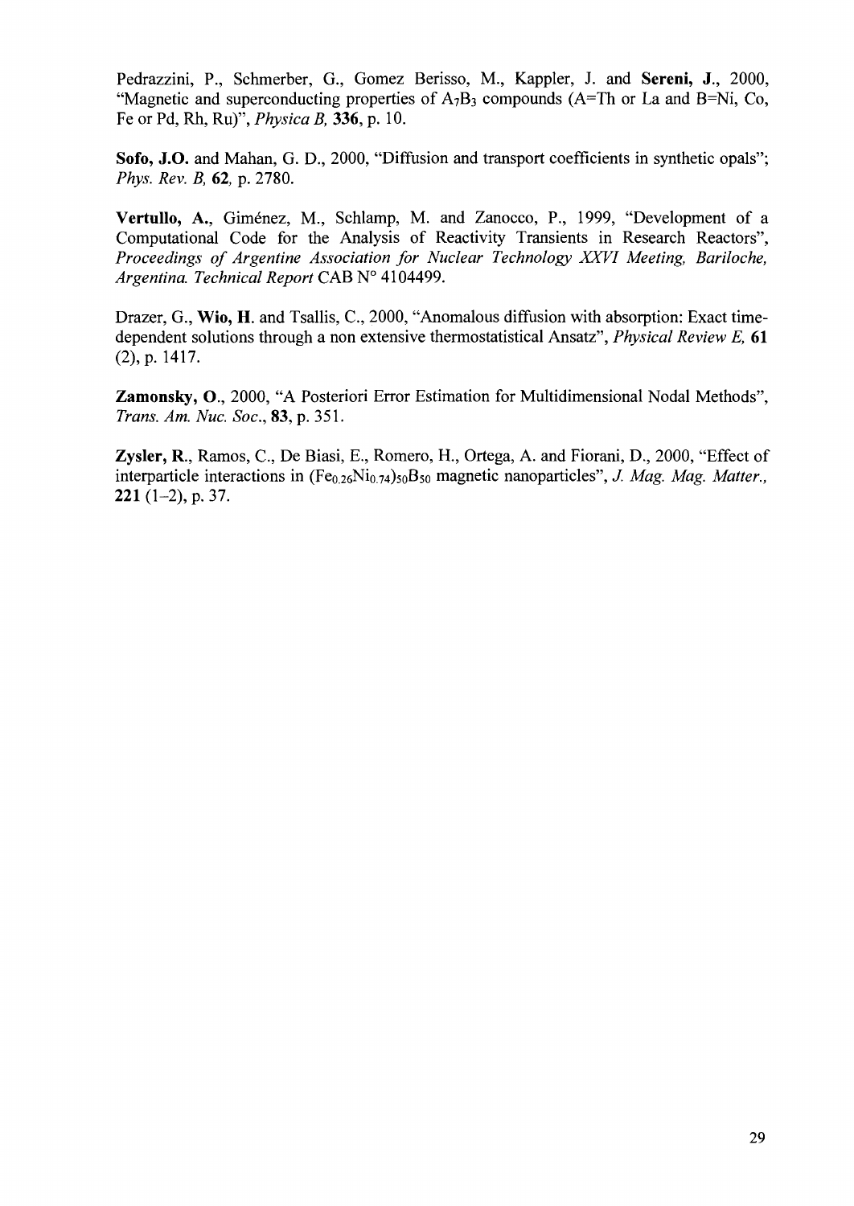Pedrazzini, P., Schmerber, G., Gomez Berisso, M., Kappler, J. and **Sereni, J.**, 2000, "Magnetic and superconducting properties of $A_7B_3$ compounds (A=Th or La and B=Ni, Co, Fe or Pd, Rh, Ru)", *Physica B*, **336**, p. 10.

**Sofo, J.O.** and Mahan, G. D., 2000, "Diffusion and transport coefficients in synthetic opals"; *Phys. Rev. B*, **62**, p. 2780.

**Vertullo, A.**, Giménez, M., Schlamp, M. and Zanocco, P., 1999, "Development of a Computational Code for the Analysis of Reactivity Transients in Research Reactors", *Proceedings of Argentine Association for Nuclear Technology XXVI Meeting, Bariloche, Argentina. Technical Report* CAB N° 4104499.

Drazer, G., **Wio, H.** and Tsallis, C., 2000, "Anomalous diffusion with absorption: Exact time-dependent solutions through a non extensive thermostatistical Ansatz", *Physical Review E*, **61** (2), p. 1417.

**Zamonsky, O.**, 2000, "A Posteriori Error Estimation for Multidimensional Nodal Methods", *Trans. Am. Nuc. Soc.*, **83**, p. 351.

**Zysler, R.**, Ramos, C., De Biasi, E., Romero, H., Ortega, A. and Fiorani, D., 2000, "Effect of interparticle interactions in $(Fe_{0.26}Ni_{0.74})_{50}B_{50}$ magnetic nanoparticles", *J. Mag. Mag. Matter.*, **221** (1–2), p. 37.